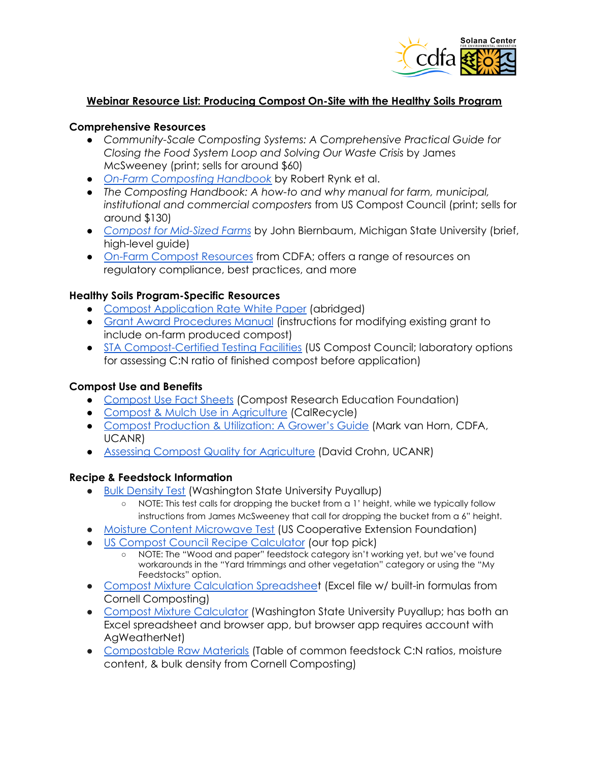## Webinar Resource List: Producing Compost On-Site with the Healthy Soils Program

### Comprehensive Resources

- *Community-Scale Composting Systems: A Comprehensive Practical Guide for Closing the Food System Loop and Solving Our Waste Crisis* by James McSweeney (print; sells for around $60)
- *On-Farm Composting Handbook* by Robert Rynk et al.
- *The Composting Handbook: A how-to and why manual for farm, municipal, institutional and commercial composters* from US Compost Council (print; sells for around $130)
- *Compost for Mid-Sized Farms* by John Biernbaum, Michigan State University (brief, high-level guide)
- On-Farm Compost Resources from CDFA; offers a range of resources on regulatory compliance, best practices, and more

### Healthy Soils Program-Specific Resources

- Compost Application Rate White Paper (abridged)
- Grant Award Procedures Manual (instructions for modifying existing grant to include on-farm produced compost)
- STA Compost-Certified Testing Facilities (US Compost Council; laboratory options for assessing C:N ratio of finished compost before application)

### Compost Use and Benefits

- Compost Use Fact Sheets (Compost Research Education Foundation)
- Compost & Mulch Use in Agriculture (CalRecycle)
- Compost Production & Utilization: A Grower's Guide (Mark van Horn, CDFA, UCANR)
- Assessing Compost Quality for Agriculture (David Crohn, UCANR)

### Recipe & Feedstock Information

- Bulk Density Test (Washington State University Puyallup)
  - NOTE: This test calls for dropping the bucket from a 1' height, while we typically follow instructions from James McSweeney that call for dropping the bucket from a 6" height.
- Moisture Content Microwave Test (US Cooperative Extension Foundation)
- US Compost Council Recipe Calculator (our top pick)
  - NOTE: The "Wood and paper" feedstock category isn't working yet, but we've found workarounds in the "Yard trimmings and other vegetation" category or using the "My Feedstocks" option.
- Compost Mixture Calculation Spreadsheet (Excel file w/ built-in formulas from Cornell Composting)
- Compost Mixture Calculator (Washington State University Puyallup; has both an Excel spreadsheet and browser app, but browser app requires account with AgWeatherNet)
- Compostable Raw Materials (Table of common feedstock C:N ratios, moisture content, & bulk density from Cornell Composting)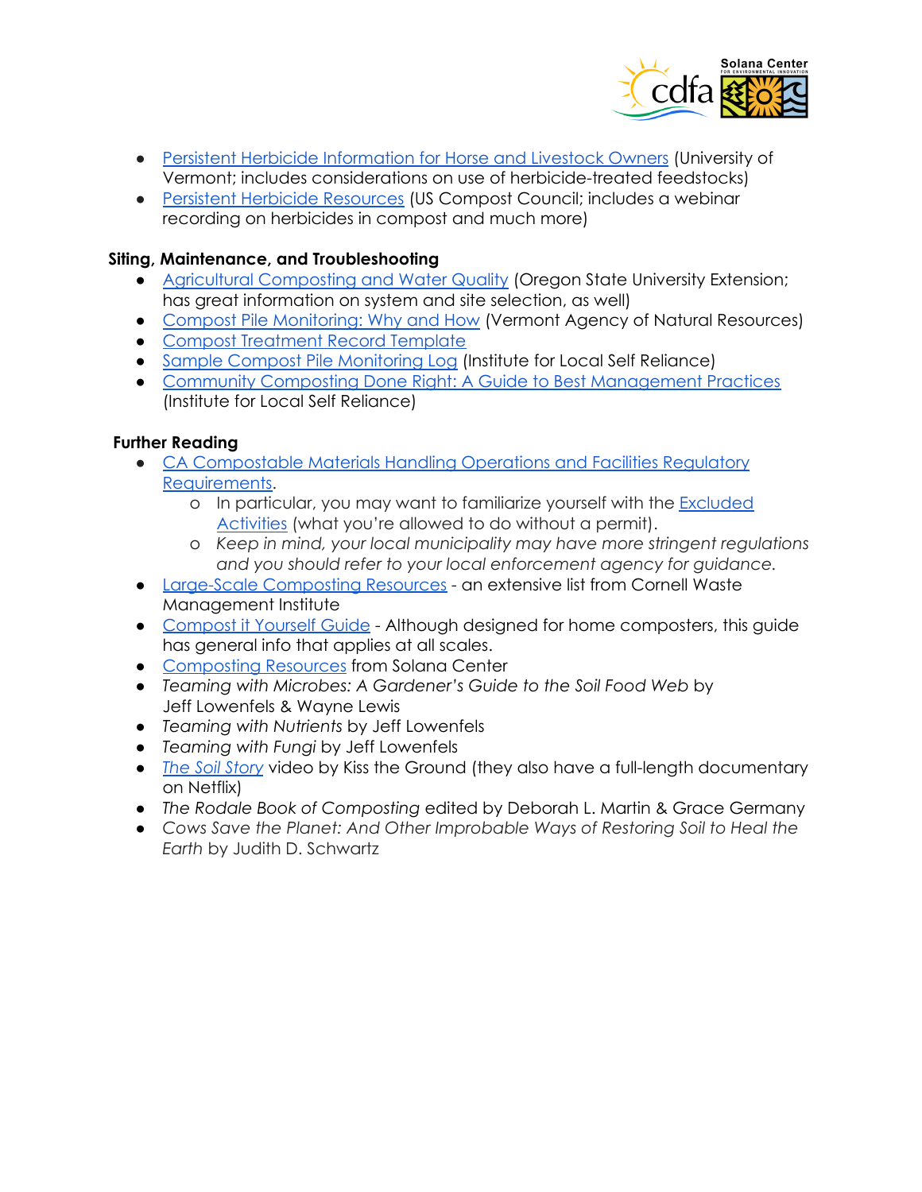- Persistent Herbicide Information for Horse and Livestock Owners (University of Vermont; includes considerations on use of herbicide-treated feedstocks)
- Persistent Herbicide Resources (US Compost Council; includes a webinar recording on herbicides in compost and much more)

**Siting, Maintenance, and Troubleshooting**

- Agricultural Composting and Water Quality (Oregon State University Extension; has great information on system and site selection, as well)
- Compost Pile Monitoring: Why and How (Vermont Agency of Natural Resources)
- Compost Treatment Record Template
- Sample Compost Pile Monitoring Log (Institute for Local Self Reliance)
- Community Composting Done Right: A Guide to Best Management Practices (Institute for Local Self Reliance)

**Further Reading**

- CA Compostable Materials Handling Operations and Facilities Regulatory Requirements.
  - In particular, you may want to familiarize yourself with the Excluded Activities (what you're allowed to do without a permit).
  - *Keep in mind, your local municipality may have more stringent regulations and you should refer to your local enforcement agency for guidance.*
- Large-Scale Composting Resources - an extensive list from Cornell Waste Management Institute
- Compost it Yourself Guide - Although designed for home composters, this guide has general info that applies at all scales.
- Composting Resources from Solana Center
- *Teaming with Microbes: A Gardener's Guide to the Soil Food Web* by Jeff Lowenfels & Wayne Lewis
- *Teaming with Nutrients* by Jeff Lowenfels
- *Teaming with Fungi* by Jeff Lowenfels
- *The Soil Story* video by Kiss the Ground (they also have a full-length documentary on Netflix)
- *The Rodale Book of Composting* edited by Deborah L. Martin & Grace Germany
- *Cows Save the Planet: And Other Improbable Ways of Restoring Soil to Heal the Earth* by Judith D. Schwartz